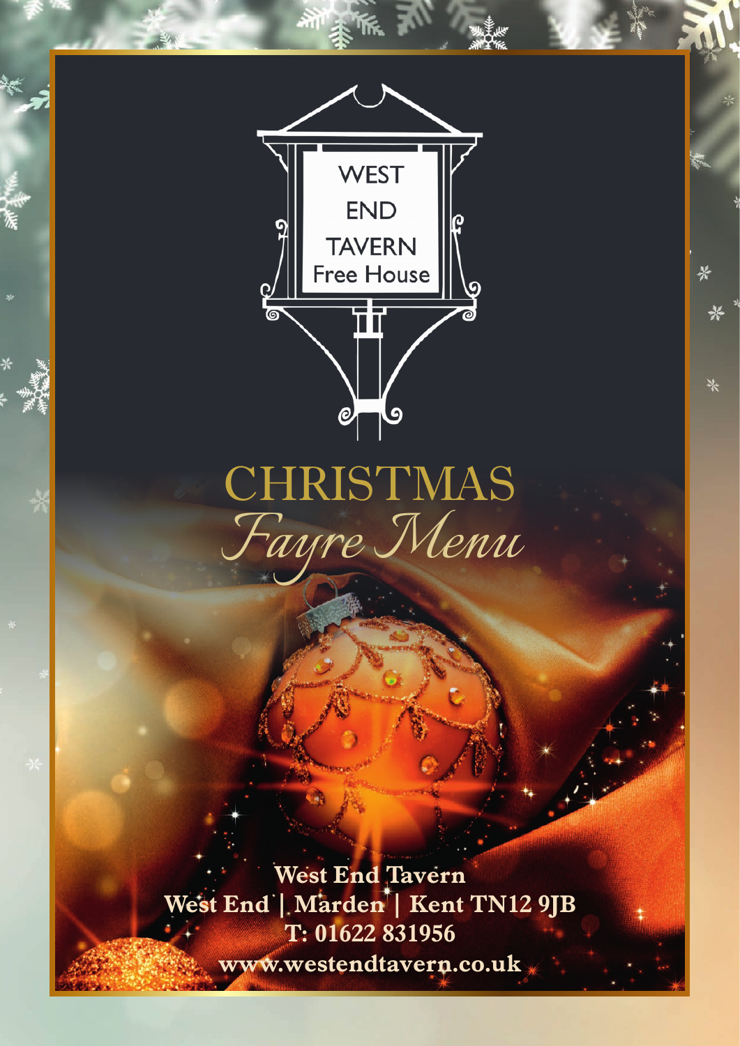WEST END TAVERN
Free House

# CHRISTMAS
## *Fayre Menu*

**West End Tavern**
**West End | Marden | Kent TN12 9JB**
**T: 01622 831956**
**www.westendtavern.co.uk**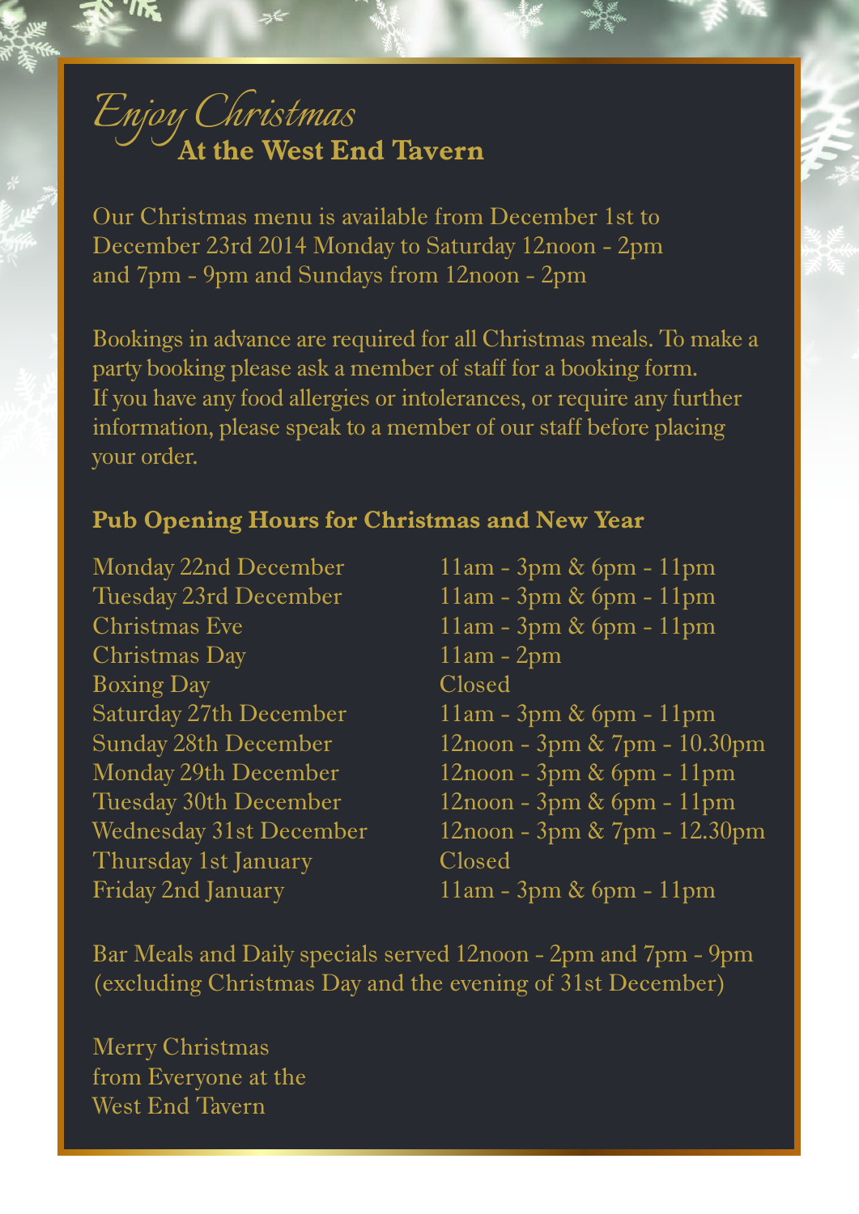# *Enjoy Christmas*
## At the West End Tavern

Our Christmas menu is available from December 1st to December 23rd 2014 Monday to Saturday 12noon - 2pm and 7pm - 9pm and Sundays from 12noon - 2pm

Bookings in advance are required for all Christmas meals. To make a party booking please ask a member of staff for a booking form. If you have any food allergies or intolerances, or require any further information, please speak to a member of our staff before placing your order.

### Pub Opening Hours for Christmas and New Year

| | |
|---|---|
| Monday 22nd December | 11am - 3pm & 6pm - 11pm |
| Tuesday 23rd December | 11am - 3pm & 6pm - 11pm |
| Christmas Eve | 11am - 3pm & 6pm - 11pm |
| Christmas Day | 11am - 2pm |
| Boxing Day | Closed |
| Saturday 27th December | 11am - 3pm & 6pm - 11pm |
| Sunday 28th December | 12noon - 3pm & 7pm - 10.30pm |
| Monday 29th December | 12noon - 3pm & 6pm - 11pm |
| Tuesday 30th December | 12noon - 3pm & 6pm - 11pm |
| Wednesday 31st December | 12noon - 3pm & 7pm - 12.30pm |
| Thursday 1st January | Closed |
| Friday 2nd January | 11am - 3pm & 6pm - 11pm |

Bar Meals and Daily specials served 12noon - 2pm and 7pm - 9pm (excluding Christmas Day and the evening of 31st December)

Merry Christmas
from Everyone at the
West End Tavern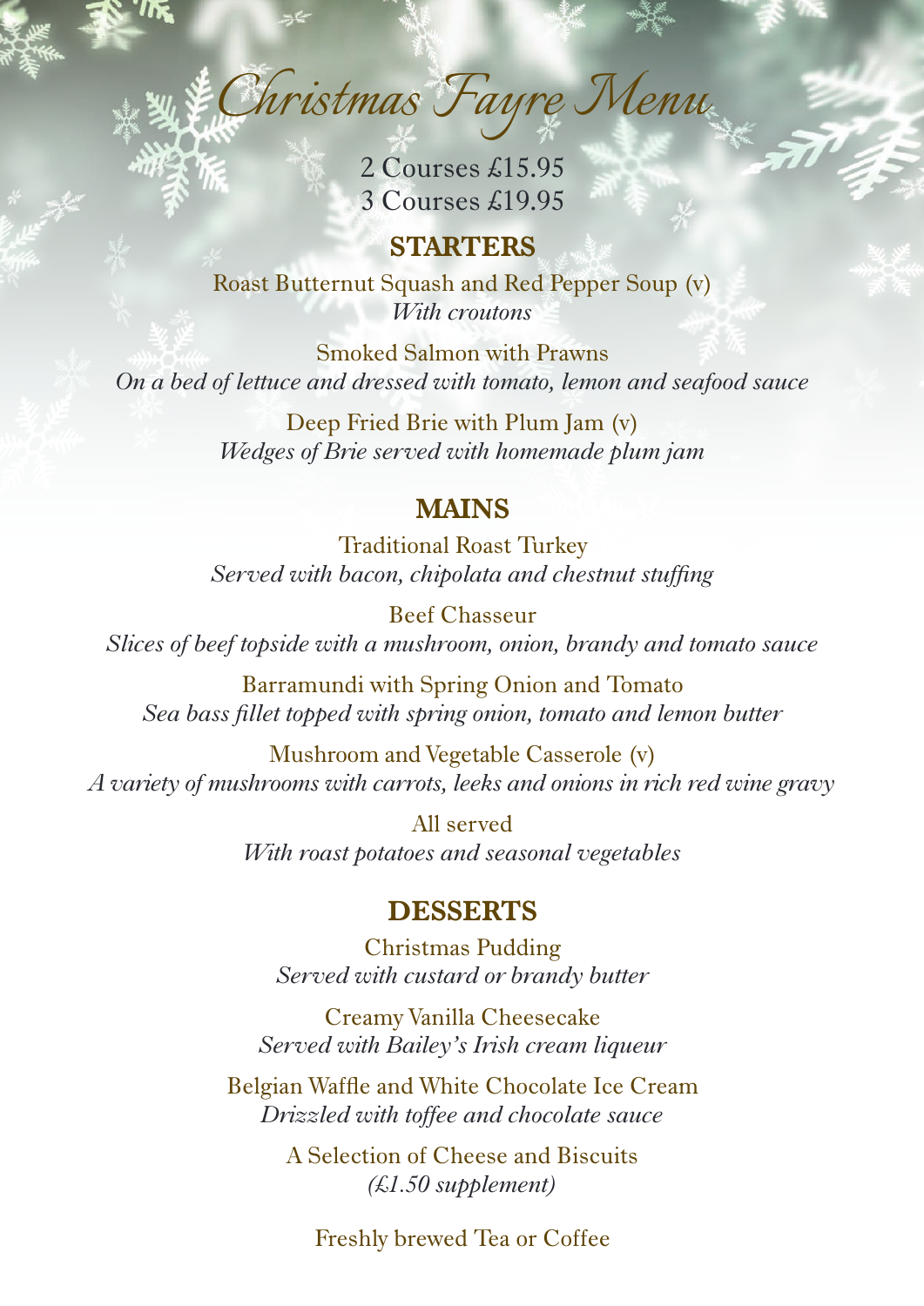# Christmas Fayre Menu

2 Courses £15.95
3 Courses £19.95

## STARTERS

Roast Butternut Squash and Red Pepper Soup (v)
*With croutons*

Smoked Salmon with Prawns
*On a bed of lettuce and dressed with tomato, lemon and seafood sauce*

Deep Fried Brie with Plum Jam (v)
*Wedges of Brie served with homemade plum jam*

## MAINS

Traditional Roast Turkey
*Served with bacon, chipolata and chestnut stuffing*

Beef Chasseur
*Slices of beef topside with a mushroom, onion, brandy and tomato sauce*

Barramundi with Spring Onion and Tomato
*Sea bass fillet topped with spring onion, tomato and lemon butter*

Mushroom and Vegetable Casserole (v)
*A variety of mushrooms with carrots, leeks and onions in rich red wine gravy*

All served
*With roast potatoes and seasonal vegetables*

## DESSERTS

Christmas Pudding
*Served with custard or brandy butter*

Creamy Vanilla Cheesecake
*Served with Bailey's Irish cream liqueur*

Belgian Waffle and White Chocolate Ice Cream
*Drizzled with toffee and chocolate sauce*

A Selection of Cheese and Biscuits
*(£1.50 supplement)*

Freshly brewed Tea or Coffee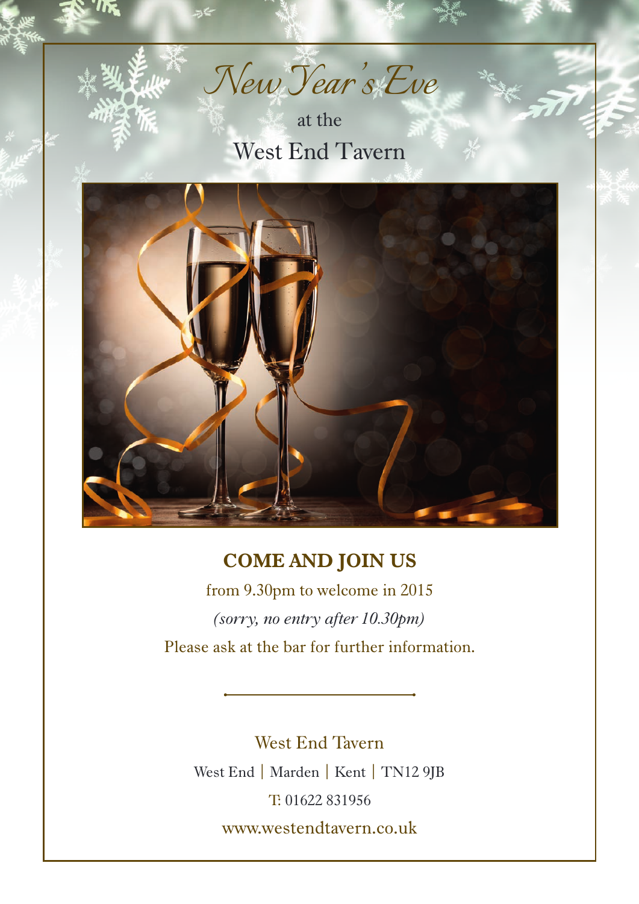# New Year's Eve

at the

## West End Tavern

**COME AND JOIN US**

from 9.30pm to welcome in 2015

*(sorry, no entry after 10.30pm)*

Please ask at the bar for further information.

West End Tavern

West End | Marden | Kent | TN12 9JB

T: 01622 831956

www.westendtavern.co.uk